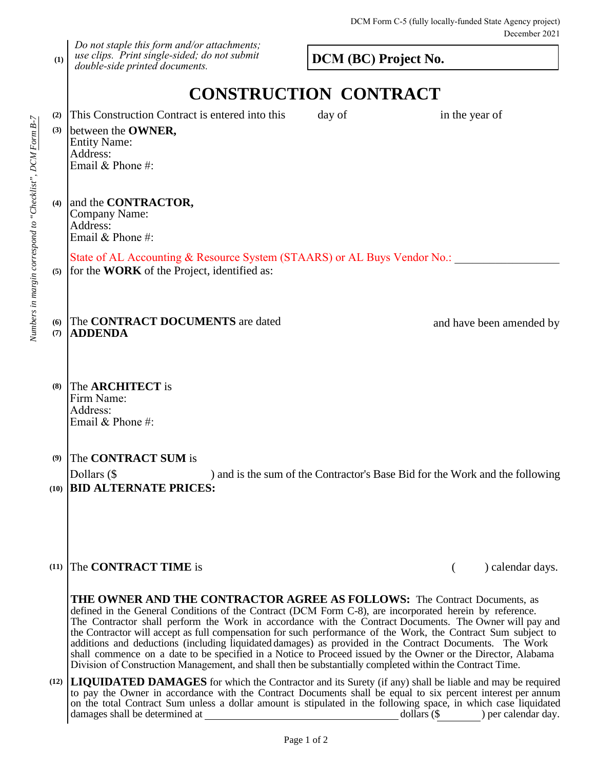DCM Form C-5 (fully locally-funded State Agency project)
December 2021

*Numbers in margin correspond to "Checklist", DCM Form B-7*

(1) *Do not staple this form and/or attachments; use clips. Print single-sided; do not submit double-side printed documents.*

**DCM (BC) Project No.**

# CONSTRUCTION CONTRACT

(2) This Construction Contract is entered into this day of in the year of

(3) between the **OWNER,**
Entity Name:
Address:
Email & Phone #:

(4) and the **CONTRACTOR,**
Company Name:
Address:
Email & Phone #:

State of AL Accounting & Resource System (STAARS) or AL Buys Vendor No.: __________________

(5) for the **WORK** of the Project, identified as:

(6) The **CONTRACT DOCUMENTS** are dated and have been amended by

(7) **ADDENDA**

(8) The **ARCHITECT** is
Firm Name:
Address:
Email & Phone #:

(9) The **CONTRACT SUM** is
Dollars ($ ) and is the sum of the Contractor's Base Bid for the Work and the following

(10) **BID ALTERNATE PRICES:**

(11) The **CONTRACT TIME** is ( ) calendar days.

**THE OWNER AND THE CONTRACTOR AGREE AS FOLLOWS:** The Contract Documents, as defined in the General Conditions of the Contract (DCM Form C-8), are incorporated herein by reference. The Contractor shall perform the Work in accordance with the Contract Documents. The Owner will pay and the Contractor will accept as full compensation for such performance of the Work, the Contract Sum subject to additions and deductions (including liquidated damages) as provided in the Contract Documents. The Work shall commence on a date to be specified in a Notice to Proceed issued by the Owner or the Director, Alabama Division of Construction Management, and shall then be substantially completed within the Contract Time.

(12) **LIQUIDATED DAMAGES** for which the Contractor and its Surety (if any) shall be liable and may be required to pay the Owner in accordance with the Contract Documents shall be equal to six percent interest per annum on the total Contract Sum unless a dollar amount is stipulated in the following space, in which case liquidated damages shall be determined at ______________________________ dollars ($________) per calendar day.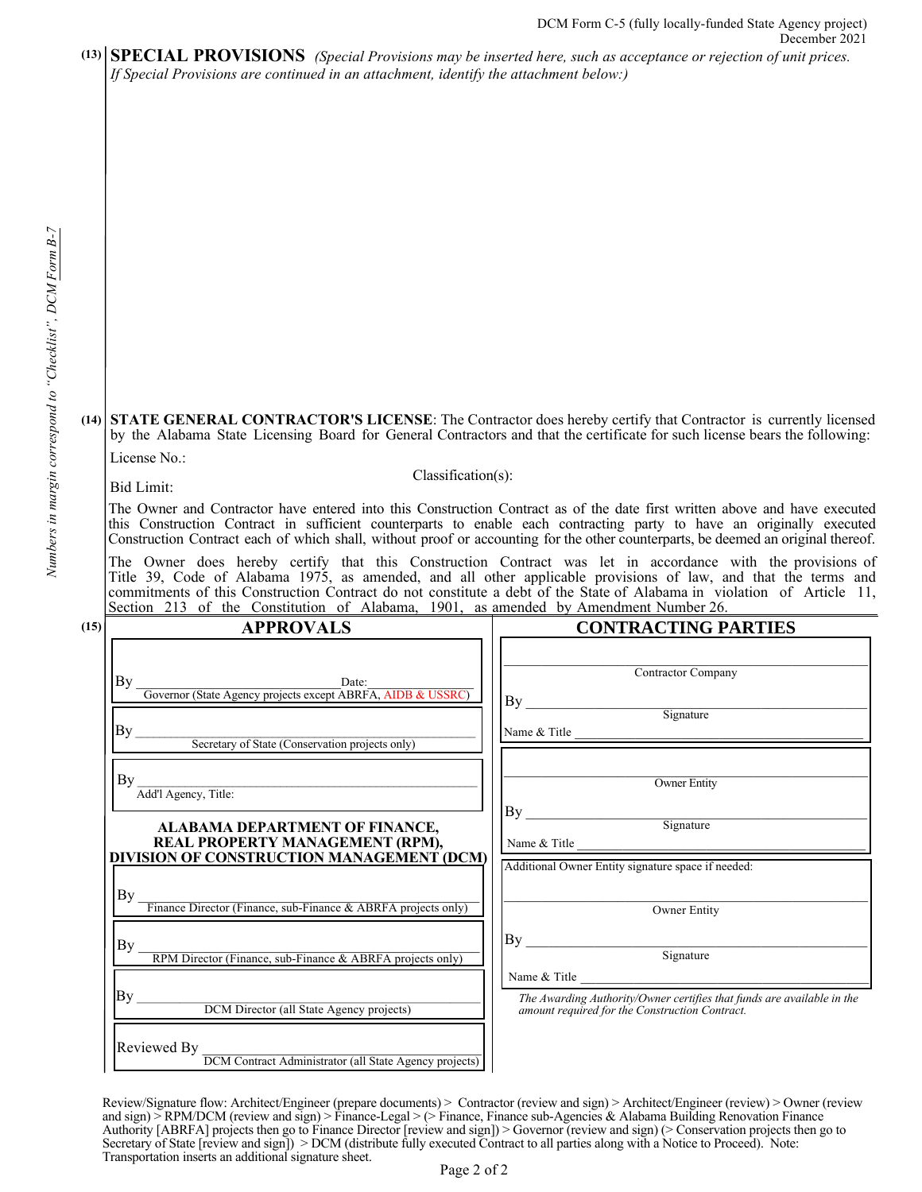DCM Form C-5 (fully locally-funded State Agency project)
December 2021

*Numbers in margin correspond to "Checklist", DCM Form B-7*

(13) **SPECIAL PROVISIONS** *(Special Provisions may be inserted here, such as acceptance or rejection of unit prices. If Special Provisions are continued in an attachment, identify the attachment below:)*

(14) **STATE GENERAL CONTRACTOR'S LICENSE**: The Contractor does hereby certify that Contractor is currently licensed by the Alabama State Licensing Board for General Contractors and that the certificate for such license bears the following:

License No.:

Classification(s):

Bid Limit:

The Owner and Contractor have entered into this Construction Contract as of the date first written above and have executed this Construction Contract in sufficient counterparts to enable each contracting party to have an originally executed Construction Contract each of which shall, without proof or accounting for the other counterparts, be deemed an original thereof.

The Owner does hereby certify that this Construction Contract was let in accordance with the provisions of Title 39, Code of Alabama 1975, as amended, and all other applicable provisions of law, and that the terms and commitments of this Construction Contract do not constitute a debt of the State of Alabama in violation of Article 11, Section 213 of the Constitution of Alabama, 1901, as amended by Amendment Number 26.

(15)

## APPROVALS

By ______________________ Date: __________
Governor (State Agency projects except ABRFA, AIDB & USSRC)

By ______________________
Secretary of State (Conservation projects only)

By ______________________
Add'l Agency, Title:

**ALABAMA DEPARTMENT OF FINANCE, REAL PROPERTY MANAGEMENT (RPM), DIVISION OF CONSTRUCTION MANAGEMENT (DCM)**

By ______________________
Finance Director (Finance, sub-Finance & ABRFA projects only)

By ______________________
RPM Director (Finance, sub-Finance & ABRFA projects only)

By ______________________
DCM Director (all State Agency projects)

Reviewed By ______________________
DCM Contract Administrator (all State Agency projects)

## CONTRACTING PARTIES

______________________
Contractor Company

By ______________________
Signature

Name & Title ______________________

______________________
Owner Entity

By ______________________
Signature

Name & Title ______________________

Additional Owner Entity signature space if needed:

______________________
Owner Entity

By ______________________
Signature

Name & Title ______________________

*The Awarding Authority/Owner certifies that funds are available in the amount required for the Construction Contract.*

Review/Signature flow: Architect/Engineer (prepare documents) > Contractor (review and sign) > Architect/Engineer (review) > Owner (review and sign) > RPM/DCM (review and sign) > Finance-Legal > (> Finance, Finance sub-Agencies & Alabama Building Renovation Finance Authority [ABRFA] projects then go to Finance Director [review and sign]) > Governor (review and sign) (> Conservation projects then go to Secretary of State [review and sign]) > DCM (distribute fully executed Contract to all parties along with a Notice to Proceed). Note: Transportation inserts an additional signature sheet.